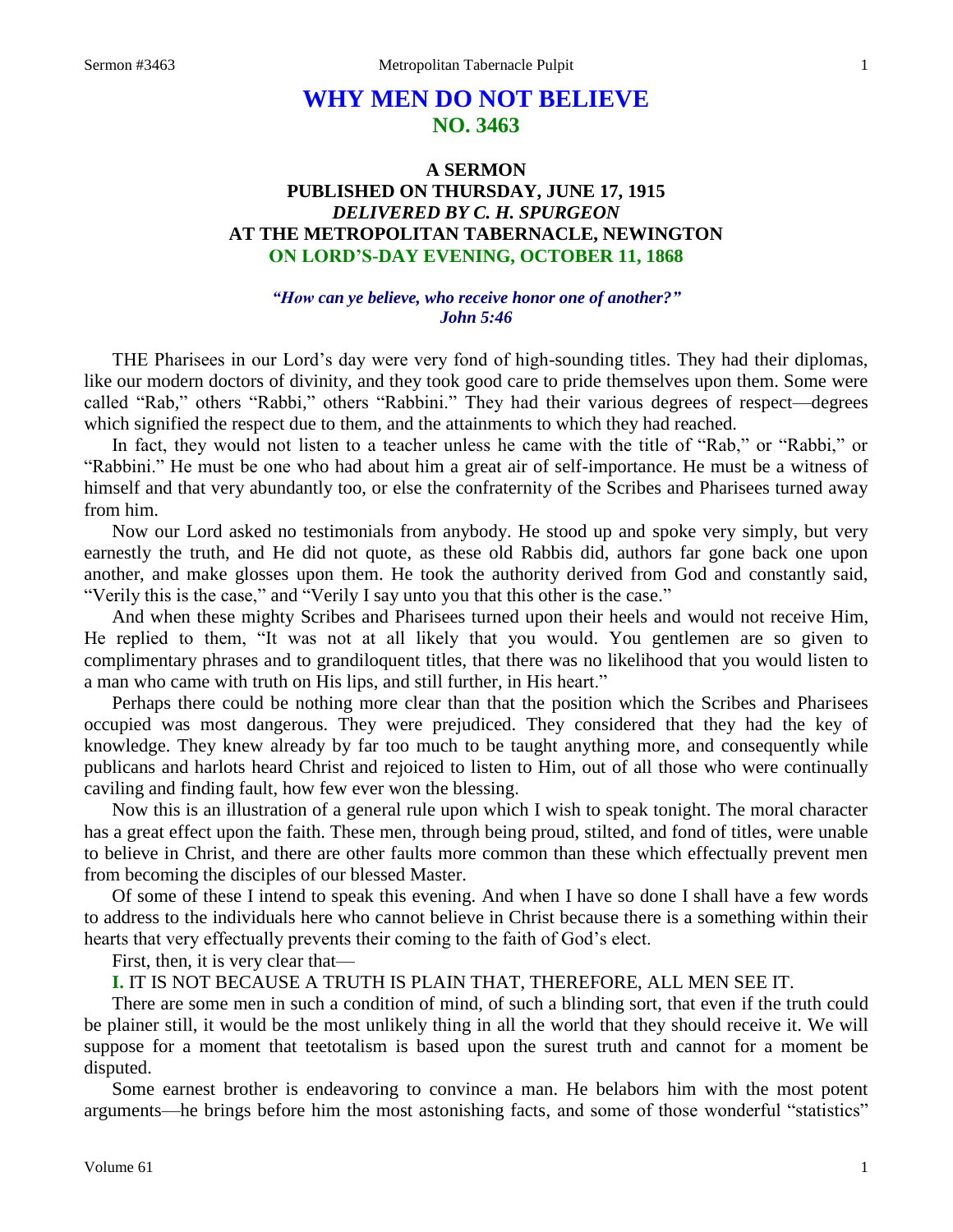# WHY MEN DO NOT BELIEVE
## NO. 3463

### A SERMON
### PUBLISHED ON THURSDAY, JUNE 17, 1915
### *DELIVERED BY C. H. SPURGEON*
### AT THE METROPOLITAN TABERNACLE, NEWINGTON
### ON LORD'S-DAY EVENING, OCTOBER 11, 1868

***"How can ye believe, who receive honor one of another?"***
***John 5:46***

THE Pharisees in our Lord's day were very fond of high-sounding titles. They had their diplomas, like our modern doctors of divinity, and they took good care to pride themselves upon them. Some were called "Rab," others "Rabbi," others "Rabbini." They had their various degrees of respect—degrees which signified the respect due to them, and the attainments to which they had reached.

In fact, they would not listen to a teacher unless he came with the title of "Rab," or "Rabbi," or "Rabbini." He must be one who had about him a great air of self-importance. He must be a witness of himself and that very abundantly too, or else the confraternity of the Scribes and Pharisees turned away from him.

Now our Lord asked no testimonials from anybody. He stood up and spoke very simply, but very earnestly the truth, and He did not quote, as these old Rabbis did, authors far gone back one upon another, and make glosses upon them. He took the authority derived from God and constantly said, "Verily this is the case," and "Verily I say unto you that this other is the case."

And when these mighty Scribes and Pharisees turned upon their heels and would not receive Him, He replied to them, "It was not at all likely that you would. You gentlemen are so given to complimentary phrases and to grandiloquent titles, that there was no likelihood that you would listen to a man who came with truth on His lips, and still further, in His heart."

Perhaps there could be nothing more clear than that the position which the Scribes and Pharisees occupied was most dangerous. They were prejudiced. They considered that they had the key of knowledge. They knew already by far too much to be taught anything more, and consequently while publicans and harlots heard Christ and rejoiced to listen to Him, out of all those who were continually caviling and finding fault, how few ever won the blessing.

Now this is an illustration of a general rule upon which I wish to speak tonight. The moral character has a great effect upon the faith. These men, through being proud, stilted, and fond of titles, were unable to believe in Christ, and there are other faults more common than these which effectually prevent men from becoming the disciples of our blessed Master.

Of some of these I intend to speak this evening. And when I have so done I shall have a few words to address to the individuals here who cannot believe in Christ because there is a something within their hearts that very effectually prevents their coming to the faith of God's elect.

First, then, it is very clear that—

**I.** IT IS NOT BECAUSE A TRUTH IS PLAIN THAT, THEREFORE, ALL MEN SEE IT.

There are some men in such a condition of mind, of such a blinding sort, that even if the truth could be plainer still, it would be the most unlikely thing in all the world that they should receive it. We will suppose for a moment that teetotalism is based upon the surest truth and cannot for a moment be disputed.

Some earnest brother is endeavoring to convince a man. He belabors him with the most potent arguments—he brings before him the most astonishing facts, and some of those wonderful "statistics"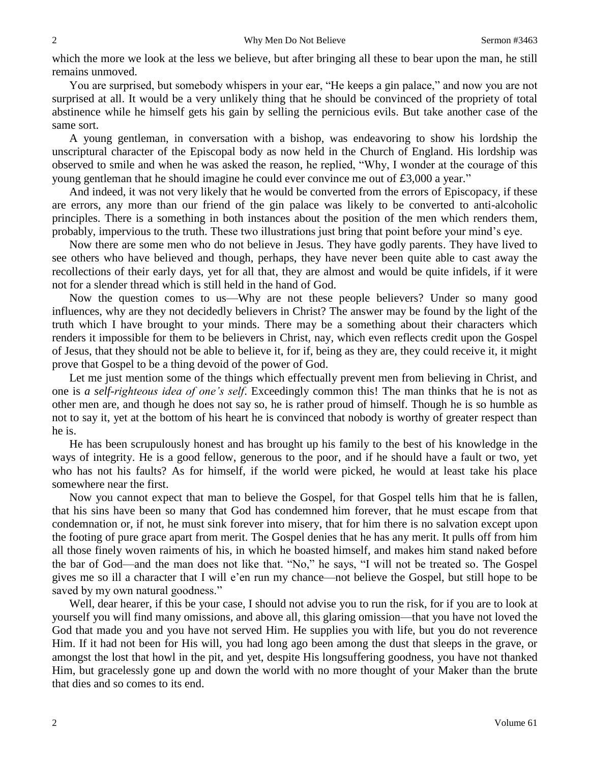which the more we look at the less we believe, but after bringing all these to bear upon the man, he still remains unmoved.

You are surprised, but somebody whispers in your ear, "He keeps a gin palace," and now you are not surprised at all. It would be a very unlikely thing that he should be convinced of the propriety of total abstinence while he himself gets his gain by selling the pernicious evils. But take another case of the same sort.

A young gentleman, in conversation with a bishop, was endeavoring to show his lordship the unscriptural character of the Episcopal body as now held in the Church of England. His lordship was observed to smile and when he was asked the reason, he replied, "Why, I wonder at the courage of this young gentleman that he should imagine he could ever convince me out of £3,000 a year."

And indeed, it was not very likely that he would be converted from the errors of Episcopacy, if these are errors, any more than our friend of the gin palace was likely to be converted to anti-alcoholic principles. There is a something in both instances about the position of the men which renders them, probably, impervious to the truth. These two illustrations just bring that point before your mind's eye.

Now there are some men who do not believe in Jesus. They have godly parents. They have lived to see others who have believed and though, perhaps, they have never been quite able to cast away the recollections of their early days, yet for all that, they are almost and would be quite infidels, if it were not for a slender thread which is still held in the hand of God.

Now the question comes to us—Why are not these people believers? Under so many good influences, why are they not decidedly believers in Christ? The answer may be found by the light of the truth which I have brought to your minds. There may be a something about their characters which renders it impossible for them to be believers in Christ, nay, which even reflects credit upon the Gospel of Jesus, that they should not be able to believe it, for if, being as they are, they could receive it, it might prove that Gospel to be a thing devoid of the power of God.

Let me just mention some of the things which effectually prevent men from believing in Christ, and one is *a self-righteous idea of one's self*. Exceedingly common this! The man thinks that he is not as other men are, and though he does not say so, he is rather proud of himself. Though he is so humble as not to say it, yet at the bottom of his heart he is convinced that nobody is worthy of greater respect than he is.

He has been scrupulously honest and has brought up his family to the best of his knowledge in the ways of integrity. He is a good fellow, generous to the poor, and if he should have a fault or two, yet who has not his faults? As for himself, if the world were picked, he would at least take his place somewhere near the first.

Now you cannot expect that man to believe the Gospel, for that Gospel tells him that he is fallen, that his sins have been so many that God has condemned him forever, that he must escape from that condemnation or, if not, he must sink forever into misery, that for him there is no salvation except upon the footing of pure grace apart from merit. The Gospel denies that he has any merit. It pulls off from him all those finely woven raiments of his, in which he boasted himself, and makes him stand naked before the bar of God—and the man does not like that. "No," he says, "I will not be treated so. The Gospel gives me so ill a character that I will e'en run my chance—not believe the Gospel, but still hope to be saved by my own natural goodness."

Well, dear hearer, if this be your case, I should not advise you to run the risk, for if you are to look at yourself you will find many omissions, and above all, this glaring omission—that you have not loved the God that made you and you have not served Him. He supplies you with life, but you do not reverence Him. If it had not been for His will, you had long ago been among the dust that sleeps in the grave, or amongst the lost that howl in the pit, and yet, despite His longsuffering goodness, you have not thanked Him, but gracelessly gone up and down the world with no more thought of your Maker than the brute that dies and so comes to its end.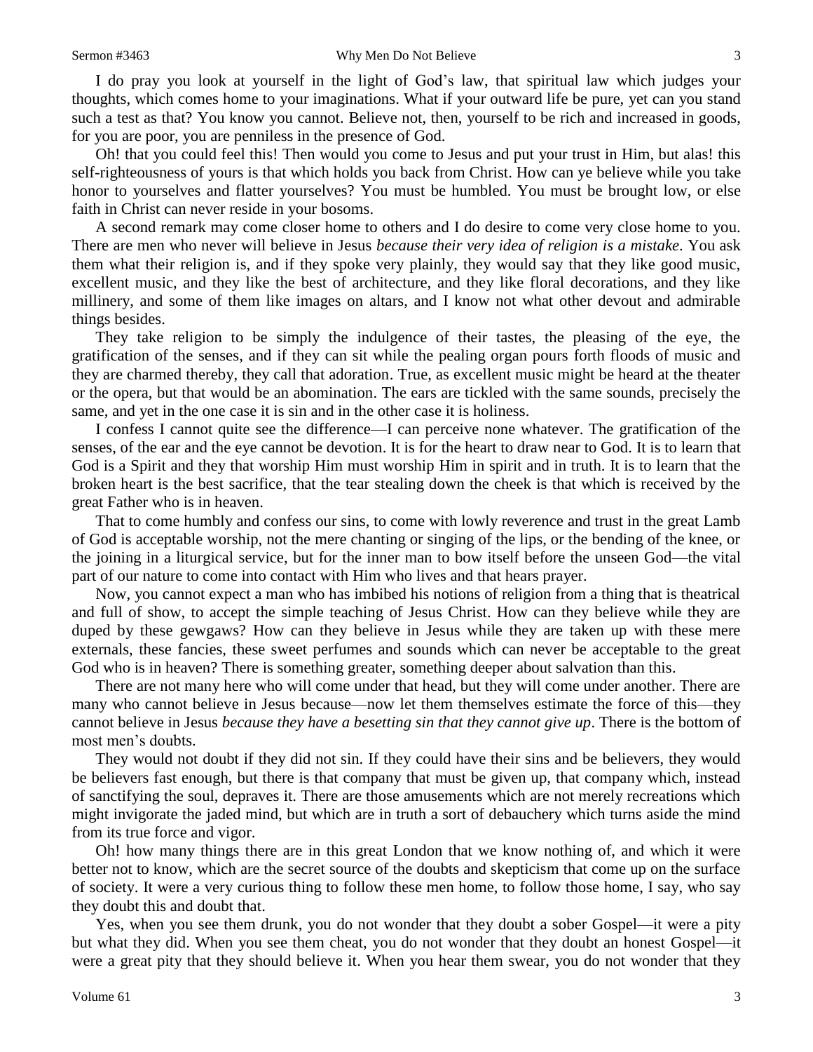I do pray you look at yourself in the light of God's law, that spiritual law which judges your thoughts, which comes home to your imaginations. What if your outward life be pure, yet can you stand such a test as that? You know you cannot. Believe not, then, yourself to be rich and increased in goods, for you are poor, you are penniless in the presence of God.

Oh! that you could feel this! Then would you come to Jesus and put your trust in Him, but alas! this self-righteousness of yours is that which holds you back from Christ. How can ye believe while you take honor to yourselves and flatter yourselves? You must be humbled. You must be brought low, or else faith in Christ can never reside in your bosoms.

A second remark may come closer home to others and I do desire to come very close home to you. There are men who never will believe in Jesus *because their very idea of religion is a mistake*. You ask them what their religion is, and if they spoke very plainly, they would say that they like good music, excellent music, and they like the best of architecture, and they like floral decorations, and they like millinery, and some of them like images on altars, and I know not what other devout and admirable things besides.

They take religion to be simply the indulgence of their tastes, the pleasing of the eye, the gratification of the senses, and if they can sit while the pealing organ pours forth floods of music and they are charmed thereby, they call that adoration. True, as excellent music might be heard at the theater or the opera, but that would be an abomination. The ears are tickled with the same sounds, precisely the same, and yet in the one case it is sin and in the other case it is holiness.

I confess I cannot quite see the difference—I can perceive none whatever. The gratification of the senses, of the ear and the eye cannot be devotion. It is for the heart to draw near to God. It is to learn that God is a Spirit and they that worship Him must worship Him in spirit and in truth. It is to learn that the broken heart is the best sacrifice, that the tear stealing down the cheek is that which is received by the great Father who is in heaven.

That to come humbly and confess our sins, to come with lowly reverence and trust in the great Lamb of God is acceptable worship, not the mere chanting or singing of the lips, or the bending of the knee, or the joining in a liturgical service, but for the inner man to bow itself before the unseen God—the vital part of our nature to come into contact with Him who lives and that hears prayer.

Now, you cannot expect a man who has imbibed his notions of religion from a thing that is theatrical and full of show, to accept the simple teaching of Jesus Christ. How can they believe while they are duped by these gewgaws? How can they believe in Jesus while they are taken up with these mere externals, these fancies, these sweet perfumes and sounds which can never be acceptable to the great God who is in heaven? There is something greater, something deeper about salvation than this.

There are not many here who will come under that head, but they will come under another. There are many who cannot believe in Jesus because—now let them themselves estimate the force of this—they cannot believe in Jesus *because they have a besetting sin that they cannot give up*. There is the bottom of most men's doubts.

They would not doubt if they did not sin. If they could have their sins and be believers, they would be believers fast enough, but there is that company that must be given up, that company which, instead of sanctifying the soul, depraves it. There are those amusements which are not merely recreations which might invigorate the jaded mind, but which are in truth a sort of debauchery which turns aside the mind from its true force and vigor.

Oh! how many things there are in this great London that we know nothing of, and which it were better not to know, which are the secret source of the doubts and skepticism that come up on the surface of society. It were a very curious thing to follow these men home, to follow those home, I say, who say they doubt this and doubt that.

Yes, when you see them drunk, you do not wonder that they doubt a sober Gospel—it were a pity but what they did. When you see them cheat, you do not wonder that they doubt an honest Gospel—it were a great pity that they should believe it. When you hear them swear, you do not wonder that they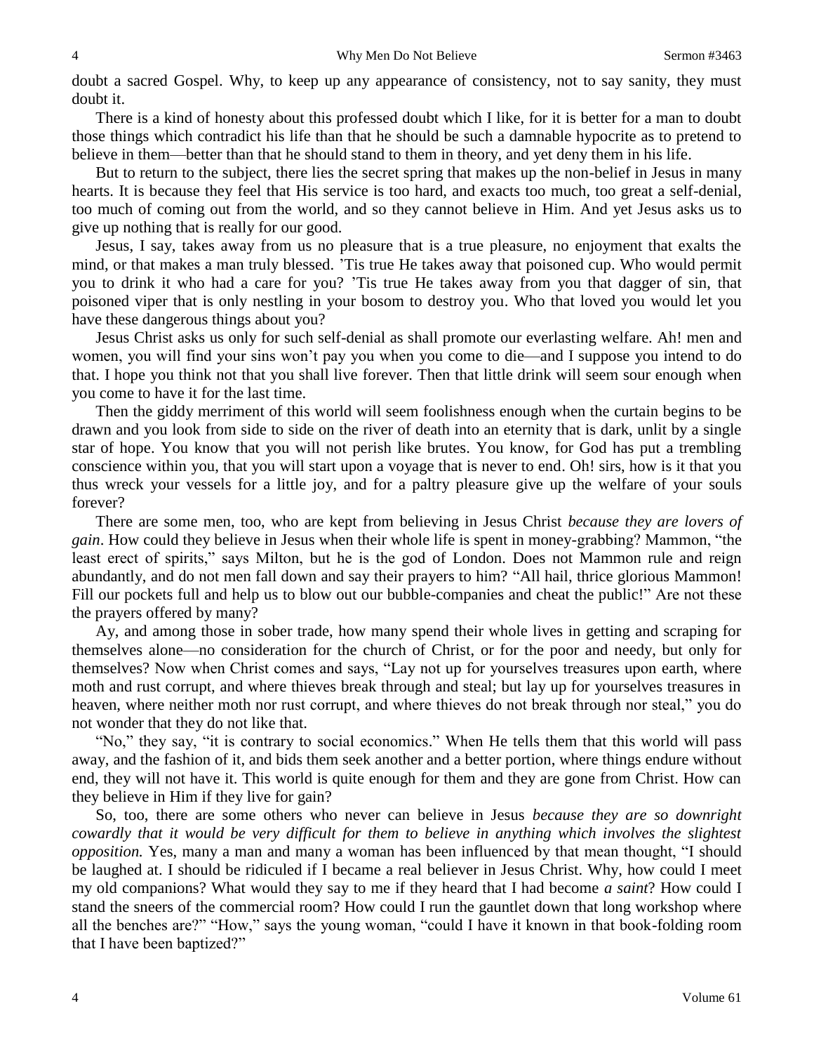doubt a sacred Gospel. Why, to keep up any appearance of consistency, not to say sanity, they must doubt it.

There is a kind of honesty about this professed doubt which I like, for it is better for a man to doubt those things which contradict his life than that he should be such a damnable hypocrite as to pretend to believe in them—better than that he should stand to them in theory, and yet deny them in his life.

But to return to the subject, there lies the secret spring that makes up the non-belief in Jesus in many hearts. It is because they feel that His service is too hard, and exacts too much, too great a self-denial, too much of coming out from the world, and so they cannot believe in Him. And yet Jesus asks us to give up nothing that is really for our good.

Jesus, I say, takes away from us no pleasure that is a true pleasure, no enjoyment that exalts the mind, or that makes a man truly blessed. 'Tis true He takes away that poisoned cup. Who would permit you to drink it who had a care for you? 'Tis true He takes away from you that dagger of sin, that poisoned viper that is only nestling in your bosom to destroy you. Who that loved you would let you have these dangerous things about you?

Jesus Christ asks us only for such self-denial as shall promote our everlasting welfare. Ah! men and women, you will find your sins won't pay you when you come to die—and I suppose you intend to do that. I hope you think not that you shall live forever. Then that little drink will seem sour enough when you come to have it for the last time.

Then the giddy merriment of this world will seem foolishness enough when the curtain begins to be drawn and you look from side to side on the river of death into an eternity that is dark, unlit by a single star of hope. You know that you will not perish like brutes. You know, for God has put a trembling conscience within you, that you will start upon a voyage that is never to end. Oh! sirs, how is it that you thus wreck your vessels for a little joy, and for a paltry pleasure give up the welfare of your souls forever?

There are some men, too, who are kept from believing in Jesus Christ *because they are lovers of gain*. How could they believe in Jesus when their whole life is spent in money-grabbing? Mammon, "the least erect of spirits," says Milton, but he is the god of London. Does not Mammon rule and reign abundantly, and do not men fall down and say their prayers to him? "All hail, thrice glorious Mammon! Fill our pockets full and help us to blow out our bubble-companies and cheat the public!" Are not these the prayers offered by many?

Ay, and among those in sober trade, how many spend their whole lives in getting and scraping for themselves alone—no consideration for the church of Christ, or for the poor and needy, but only for themselves? Now when Christ comes and says, "Lay not up for yourselves treasures upon earth, where moth and rust corrupt, and where thieves break through and steal; but lay up for yourselves treasures in heaven, where neither moth nor rust corrupt, and where thieves do not break through nor steal," you do not wonder that they do not like that.

"No," they say, "it is contrary to social economics." When He tells them that this world will pass away, and the fashion of it, and bids them seek another and a better portion, where things endure without end, they will not have it. This world is quite enough for them and they are gone from Christ. How can they believe in Him if they live for gain?

So, too, there are some others who never can believe in Jesus *because they are so downright cowardly that it would be very difficult for them to believe in anything which involves the slightest opposition.* Yes, many a man and many a woman has been influenced by that mean thought, "I should be laughed at. I should be ridiculed if I became a real believer in Jesus Christ. Why, how could I meet my old companions? What would they say to me if they heard that I had become *a saint*? How could I stand the sneers of the commercial room? How could I run the gauntlet down that long workshop where all the benches are?" "How," says the young woman, "could I have it known in that book-folding room that I have been baptized?"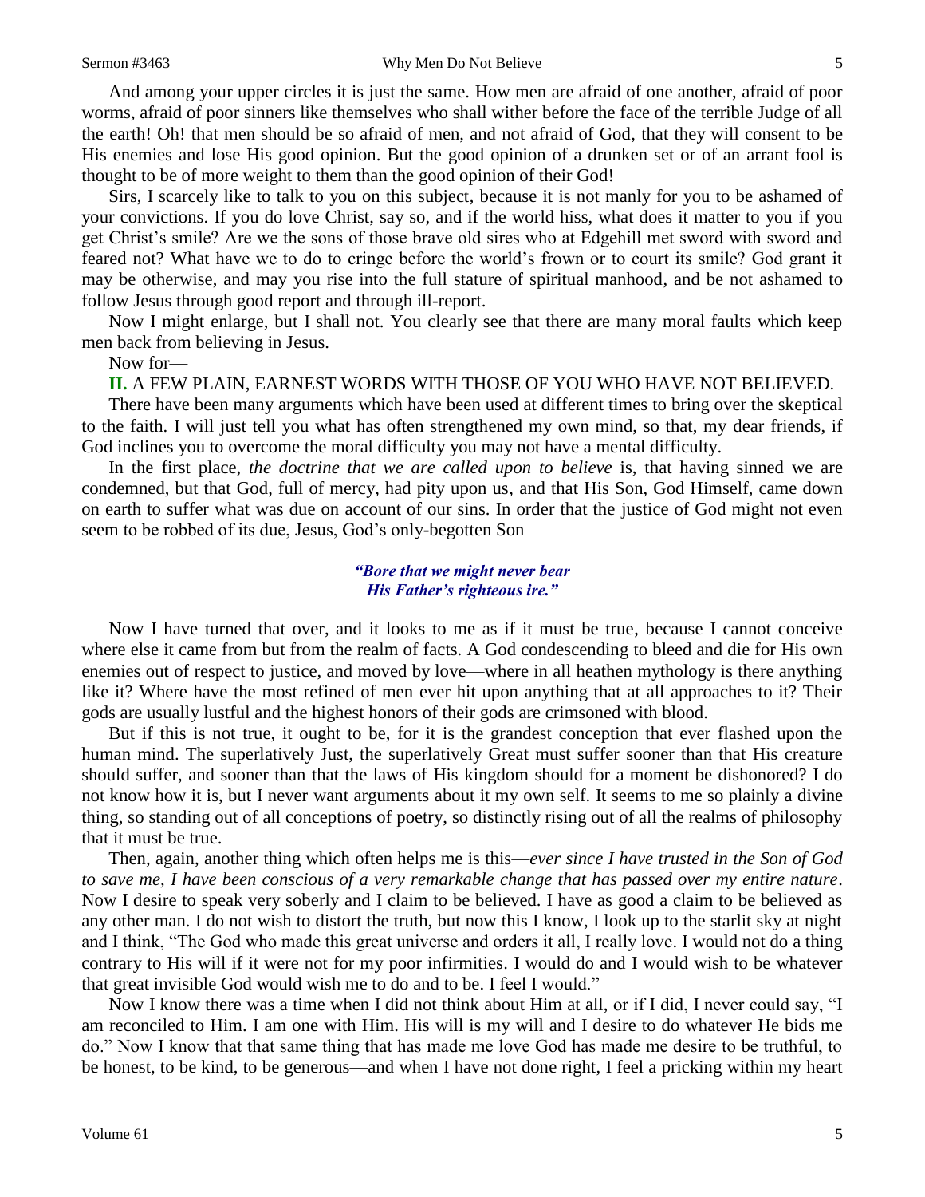And among your upper circles it is just the same. How men are afraid of one another, afraid of poor worms, afraid of poor sinners like themselves who shall wither before the face of the terrible Judge of all the earth! Oh! that men should be so afraid of men, and not afraid of God, that they will consent to be His enemies and lose His good opinion. But the good opinion of a drunken set or of an arrant fool is thought to be of more weight to them than the good opinion of their God!

Sirs, I scarcely like to talk to you on this subject, because it is not manly for you to be ashamed of your convictions. If you do love Christ, say so, and if the world hiss, what does it matter to you if you get Christ's smile? Are we the sons of those brave old sires who at Edgehill met sword with sword and feared not? What have we to do to cringe before the world's frown or to court its smile? God grant it may be otherwise, and may you rise into the full stature of spiritual manhood, and be not ashamed to follow Jesus through good report and through ill-report.

Now I might enlarge, but I shall not. You clearly see that there are many moral faults which keep men back from believing in Jesus.

Now for—

**II.** A FEW PLAIN, EARNEST WORDS WITH THOSE OF YOU WHO HAVE NOT BELIEVED.

There have been many arguments which have been used at different times to bring over the skeptical to the faith. I will just tell you what has often strengthened my own mind, so that, my dear friends, if God inclines you to overcome the moral difficulty you may not have a mental difficulty.

In the first place, *the doctrine that we are called upon to believe* is, that having sinned we are condemned, but that God, full of mercy, had pity upon us, and that His Son, God Himself, came down on earth to suffer what was due on account of our sins. In order that the justice of God might not even seem to be robbed of its due, Jesus, God's only-begotten Son—

> ***"Bore that we might never bear***
> ***His Father's righteous ire."***

Now I have turned that over, and it looks to me as if it must be true, because I cannot conceive where else it came from but from the realm of facts. A God condescending to bleed and die for His own enemies out of respect to justice, and moved by love—where in all heathen mythology is there anything like it? Where have the most refined of men ever hit upon anything that at all approaches to it? Their gods are usually lustful and the highest honors of their gods are crimsoned with blood.

But if this is not true, it ought to be, for it is the grandest conception that ever flashed upon the human mind. The superlatively Just, the superlatively Great must suffer sooner than that His creature should suffer, and sooner than that the laws of His kingdom should for a moment be dishonored? I do not know how it is, but I never want arguments about it my own self. It seems to me so plainly a divine thing, so standing out of all conceptions of poetry, so distinctly rising out of all the realms of philosophy that it must be true.

Then, again, another thing which often helps me is this—*ever since I have trusted in the Son of God to save me, I have been conscious of a very remarkable change that has passed over my entire nature*. Now I desire to speak very soberly and I claim to be believed. I have as good a claim to be believed as any other man. I do not wish to distort the truth, but now this I know, I look up to the starlit sky at night and I think, "The God who made this great universe and orders it all, I really love. I would not do a thing contrary to His will if it were not for my poor infirmities. I would do and I would wish to be whatever that great invisible God would wish me to do and to be. I feel I would."

Now I know there was a time when I did not think about Him at all, or if I did, I never could say, "I am reconciled to Him. I am one with Him. His will is my will and I desire to do whatever He bids me do." Now I know that that same thing that has made me love God has made me desire to be truthful, to be honest, to be kind, to be generous—and when I have not done right, I feel a pricking within my heart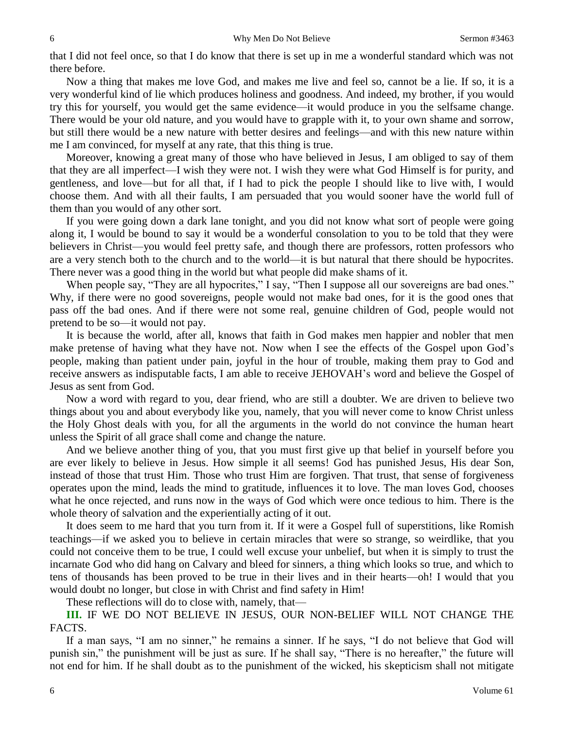that I did not feel once, so that I do know that there is set up in me a wonderful standard which was not there before.

Now a thing that makes me love God, and makes me live and feel so, cannot be a lie. If so, it is a very wonderful kind of lie which produces holiness and goodness. And indeed, my brother, if you would try this for yourself, you would get the same evidence—it would produce in you the selfsame change. There would be your old nature, and you would have to grapple with it, to your own shame and sorrow, but still there would be a new nature with better desires and feelings—and with this new nature within me I am convinced, for myself at any rate, that this thing is true.

Moreover, knowing a great many of those who have believed in Jesus, I am obliged to say of them that they are all imperfect—I wish they were not. I wish they were what God Himself is for purity, and gentleness, and love—but for all that, if I had to pick the people I should like to live with, I would choose them. And with all their faults, I am persuaded that you would sooner have the world full of them than you would of any other sort.

If you were going down a dark lane tonight, and you did not know what sort of people were going along it, I would be bound to say it would be a wonderful consolation to you to be told that they were believers in Christ—you would feel pretty safe, and though there are professors, rotten professors who are a very stench both to the church and to the world—it is but natural that there should be hypocrites. There never was a good thing in the world but what people did make shams of it.

When people say, "They are all hypocrites," I say, "Then I suppose all our sovereigns are bad ones." Why, if there were no good sovereigns, people would not make bad ones, for it is the good ones that pass off the bad ones. And if there were not some real, genuine children of God, people would not pretend to be so—it would not pay.

It is because the world, after all, knows that faith in God makes men happier and nobler that men make pretense of having what they have not. Now when I see the effects of the Gospel upon God's people, making than patient under pain, joyful in the hour of trouble, making them pray to God and receive answers as indisputable facts, I am able to receive JEHOVAH's word and believe the Gospel of Jesus as sent from God.

Now a word with regard to you, dear friend, who are still a doubter. We are driven to believe two things about you and about everybody like you, namely, that you will never come to know Christ unless the Holy Ghost deals with you, for all the arguments in the world do not convince the human heart unless the Spirit of all grace shall come and change the nature.

And we believe another thing of you, that you must first give up that belief in yourself before you are ever likely to believe in Jesus. How simple it all seems! God has punished Jesus, His dear Son, instead of those that trust Him. Those who trust Him are forgiven. That trust, that sense of forgiveness operates upon the mind, leads the mind to gratitude, influences it to love. The man loves God, chooses what he once rejected, and runs now in the ways of God which were once tedious to him. There is the whole theory of salvation and the experientially acting of it out.

It does seem to me hard that you turn from it. If it were a Gospel full of superstitions, like Romish teachings—if we asked you to believe in certain miracles that were so strange, so weirdlike, that you could not conceive them to be true, I could well excuse your unbelief, but when it is simply to trust the incarnate God who did hang on Calvary and bleed for sinners, a thing which looks so true, and which to tens of thousands has been proved to be true in their lives and in their hearts—oh! I would that you would doubt no longer, but close in with Christ and find safety in Him!

These reflections will do to close with, namely, that—

**III.** IF WE DO NOT BELIEVE IN JESUS, OUR NON-BELIEF WILL NOT CHANGE THE FACTS.

If a man says, "I am no sinner," he remains a sinner. If he says, "I do not believe that God will punish sin," the punishment will be just as sure. If he shall say, "There is no hereafter," the future will not end for him. If he shall doubt as to the punishment of the wicked, his skepticism shall not mitigate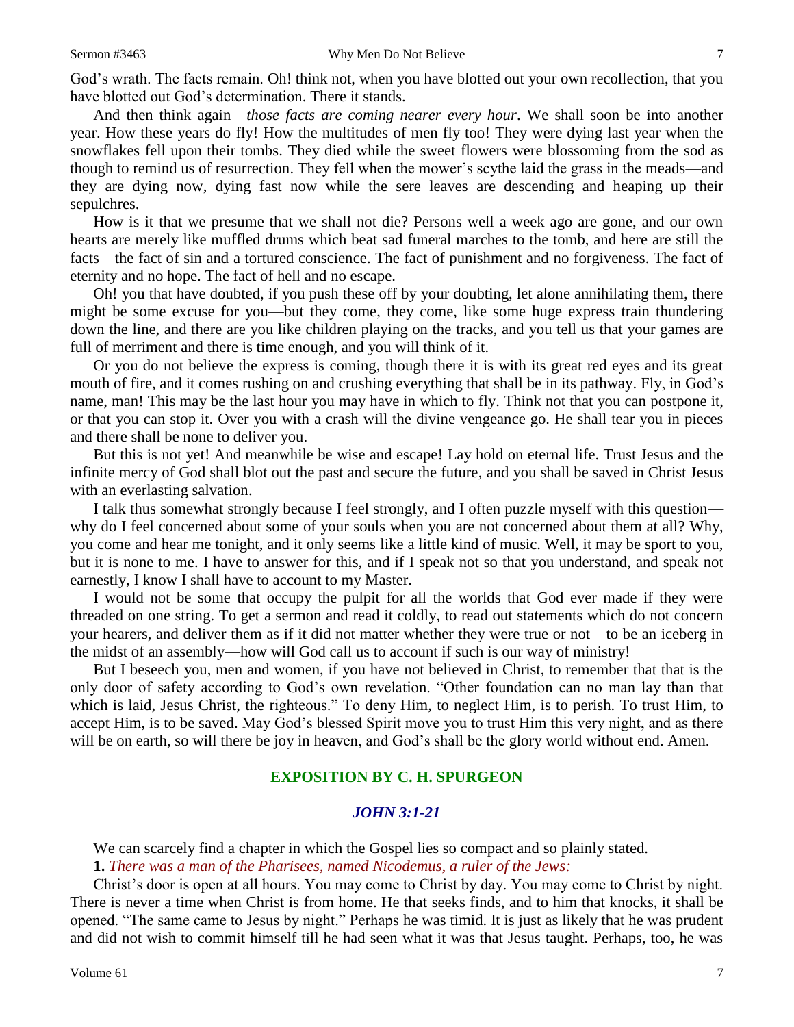God's wrath. The facts remain. Oh! think not, when you have blotted out your own recollection, that you have blotted out God's determination. There it stands.

And then think again—*those facts are coming nearer every hour*. We shall soon be into another year. How these years do fly! How the multitudes of men fly too! They were dying last year when the snowflakes fell upon their tombs. They died while the sweet flowers were blossoming from the sod as though to remind us of resurrection. They fell when the mower's scythe laid the grass in the meads—and they are dying now, dying fast now while the sere leaves are descending and heaping up their sepulchres.

How is it that we presume that we shall not die? Persons well a week ago are gone, and our own hearts are merely like muffled drums which beat sad funeral marches to the tomb, and here are still the facts—the fact of sin and a tortured conscience. The fact of punishment and no forgiveness. The fact of eternity and no hope. The fact of hell and no escape.

Oh! you that have doubted, if you push these off by your doubting, let alone annihilating them, there might be some excuse for you—but they come, they come, like some huge express train thundering down the line, and there are you like children playing on the tracks, and you tell us that your games are full of merriment and there is time enough, and you will think of it.

Or you do not believe the express is coming, though there it is with its great red eyes and its great mouth of fire, and it comes rushing on and crushing everything that shall be in its pathway. Fly, in God's name, man! This may be the last hour you may have in which to fly. Think not that you can postpone it, or that you can stop it. Over you with a crash will the divine vengeance go. He shall tear you in pieces and there shall be none to deliver you.

But this is not yet! And meanwhile be wise and escape! Lay hold on eternal life. Trust Jesus and the infinite mercy of God shall blot out the past and secure the future, and you shall be saved in Christ Jesus with an everlasting salvation.

I talk thus somewhat strongly because I feel strongly, and I often puzzle myself with this question—why do I feel concerned about some of your souls when you are not concerned about them at all? Why, you come and hear me tonight, and it only seems like a little kind of music. Well, it may be sport to you, but it is none to me. I have to answer for this, and if I speak not so that you understand, and speak not earnestly, I know I shall have to account to my Master.

I would not be some that occupy the pulpit for all the worlds that God ever made if they were threaded on one string. To get a sermon and read it coldly, to read out statements which do not concern your hearers, and deliver them as if it did not matter whether they were true or not—to be an iceberg in the midst of an assembly—how will God call us to account if such is our way of ministry!

But I beseech you, men and women, if you have not believed in Christ, to remember that that is the only door of safety according to God's own revelation. "Other foundation can no man lay than that which is laid, Jesus Christ, the righteous." To deny Him, to neglect Him, is to perish. To trust Him, to accept Him, is to be saved. May God's blessed Spirit move you to trust Him this very night, and as there will be on earth, so will there be joy in heaven, and God's shall be the glory world without end. Amen.

## EXPOSITION BY C. H. SPURGEON

### *JOHN 3:1-21*

We can scarcely find a chapter in which the Gospel lies so compact and so plainly stated.

**1.** *There was a man of the Pharisees, named Nicodemus, a ruler of the Jews:*

Christ's door is open at all hours. You may come to Christ by day. You may come to Christ by night. There is never a time when Christ is from home. He that seeks finds, and to him that knocks, it shall be opened. "The same came to Jesus by night." Perhaps he was timid. It is just as likely that he was prudent and did not wish to commit himself till he had seen what it was that Jesus taught. Perhaps, too, he was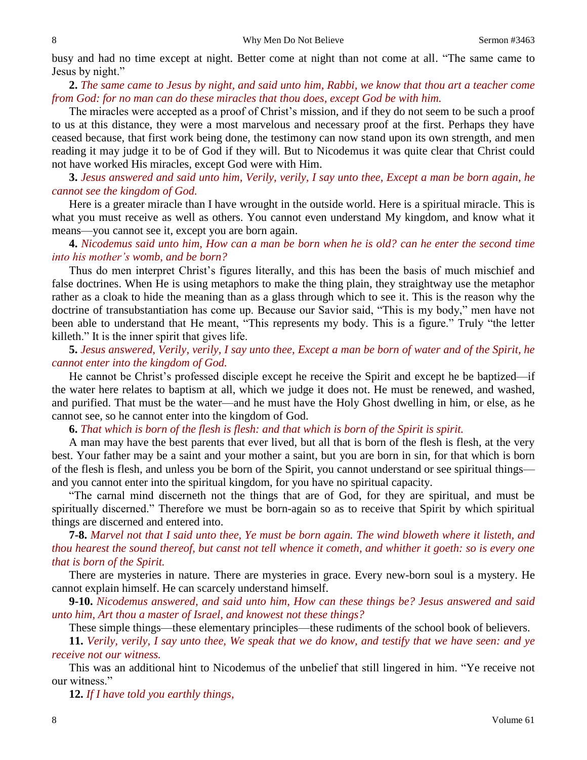busy and had no time except at night. Better come at night than not come at all. "The same came to Jesus by night."

**2.** *The same came to Jesus by night, and said unto him, Rabbi, we know that thou art a teacher come from God: for no man can do these miracles that thou does, except God be with him.*

The miracles were accepted as a proof of Christ's mission, and if they do not seem to be such a proof to us at this distance, they were a most marvelous and necessary proof at the first. Perhaps they have ceased because, that first work being done, the testimony can now stand upon its own strength, and men reading it may judge it to be of God if they will. But to Nicodemus it was quite clear that Christ could not have worked His miracles, except God were with Him.

**3.** *Jesus answered and said unto him, Verily, verily, I say unto thee, Except a man be born again, he cannot see the kingdom of God.*

Here is a greater miracle than I have wrought in the outside world. Here is a spiritual miracle. This is what you must receive as well as others. You cannot even understand My kingdom, and know what it means—you cannot see it, except you are born again.

**4.** *Nicodemus said unto him, How can a man be born when he is old? can he enter the second time into his mother's womb, and be born?*

Thus do men interpret Christ's figures literally, and this has been the basis of much mischief and false doctrines. When He is using metaphors to make the thing plain, they straightway use the metaphor rather as a cloak to hide the meaning than as a glass through which to see it. This is the reason why the doctrine of transubstantiation has come up. Because our Savior said, "This is my body," men have not been able to understand that He meant, "This represents my body. This is a figure." Truly "the letter killeth." It is the inner spirit that gives life.

**5.** *Jesus answered, Verily, verily, I say unto thee, Except a man be born of water and of the Spirit, he cannot enter into the kingdom of God.*

He cannot be Christ's professed disciple except he receive the Spirit and except he be baptized—if the water here relates to baptism at all, which we judge it does not. He must be renewed, and washed, and purified. That must be the water—and he must have the Holy Ghost dwelling in him, or else, as he cannot see, so he cannot enter into the kingdom of God.

**6.** *That which is born of the flesh is flesh: and that which is born of the Spirit is spirit.*

A man may have the best parents that ever lived, but all that is born of the flesh is flesh, at the very best. Your father may be a saint and your mother a saint, but you are born in sin, for that which is born of the flesh is flesh, and unless you be born of the Spirit, you cannot understand or see spiritual things—and you cannot enter into the spiritual kingdom, for you have no spiritual capacity.

"The carnal mind discerneth not the things that are of God, for they are spiritual, and must be spiritually discerned." Therefore we must be born-again so as to receive that Spirit by which spiritual things are discerned and entered into.

**7-8.** *Marvel not that I said unto thee, Ye must be born again. The wind bloweth where it listeth, and thou hearest the sound thereof, but canst not tell whence it cometh, and whither it goeth: so is every one that is born of the Spirit.*

There are mysteries in nature. There are mysteries in grace. Every new-born soul is a mystery. He cannot explain himself. He can scarcely understand himself.

**9-10.** *Nicodemus answered, and said unto him, How can these things be? Jesus answered and said unto him, Art thou a master of Israel, and knowest not these things?*

These simple things—these elementary principles—these rudiments of the school book of believers.

**11.** *Verily, verily, I say unto thee, We speak that we do know, and testify that we have seen: and ye receive not our witness.*

This was an additional hint to Nicodemus of the unbelief that still lingered in him. "Ye receive not our witness."

**12.** *If I have told you earthly things,*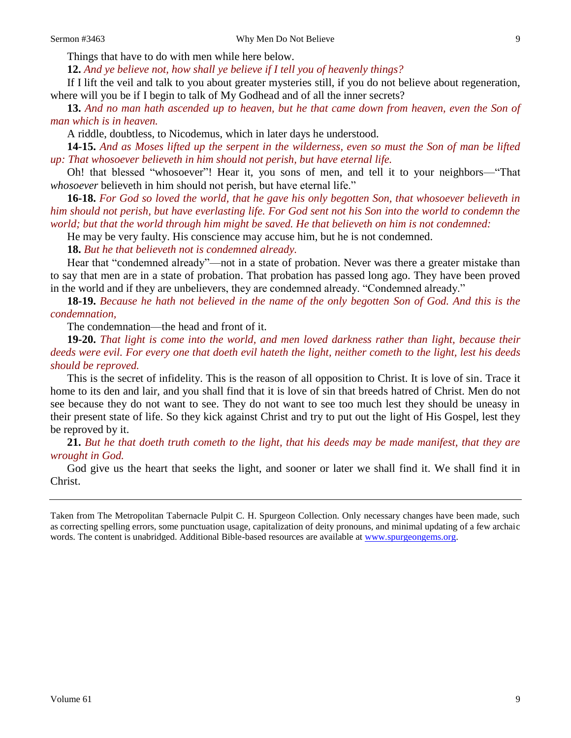Things that have to do with men while here below.

**12.** *And ye believe not, how shall ye believe if I tell you of heavenly things?*

If I lift the veil and talk to you about greater mysteries still, if you do not believe about regeneration, where will you be if I begin to talk of My Godhead and of all the inner secrets?

**13.** *And no man hath ascended up to heaven, but he that came down from heaven, even the Son of man which is in heaven.*

A riddle, doubtless, to Nicodemus, which in later days he understood.

**14-15.** *And as Moses lifted up the serpent in the wilderness, even so must the Son of man be lifted up: That whosoever believeth in him should not perish, but have eternal life.*

Oh! that blessed "whosoever"! Hear it, you sons of men, and tell it to your neighbors—"That *whosoever* believeth in him should not perish, but have eternal life."

**16-18.** *For God so loved the world, that he gave his only begotten Son, that whosoever believeth in him should not perish, but have everlasting life. For God sent not his Son into the world to condemn the world; but that the world through him might be saved. He that believeth on him is not condemned:*

He may be very faulty. His conscience may accuse him, but he is not condemned.

**18.** *But he that believeth not is condemned already.*

Hear that "condemned already"—not in a state of probation. Never was there a greater mistake than to say that men are in a state of probation. That probation has passed long ago. They have been proved in the world and if they are unbelievers, they are condemned already. "Condemned already."

**18-19.** *Because he hath not believed in the name of the only begotten Son of God. And this is the condemnation,*

The condemnation—the head and front of it.

**19-20.** *That light is come into the world, and men loved darkness rather than light, because their deeds were evil. For every one that doeth evil hateth the light, neither cometh to the light, lest his deeds should be reproved.*

This is the secret of infidelity. This is the reason of all opposition to Christ. It is love of sin. Trace it home to its den and lair, and you shall find that it is love of sin that breeds hatred of Christ. Men do not see because they do not want to see. They do not want to see too much lest they should be uneasy in their present state of life. So they kick against Christ and try to put out the light of His Gospel, lest they be reproved by it.

**21.** *But he that doeth truth cometh to the light, that his deeds may be made manifest, that they are wrought in God.*

God give us the heart that seeks the light, and sooner or later we shall find it. We shall find it in Christ.

---

Taken from The Metropolitan Tabernacle Pulpit C. H. Spurgeon Collection. Only necessary changes have been made, such as correcting spelling errors, some punctuation usage, capitalization of deity pronouns, and minimal updating of a few archaic words. The content is unabridged. Additional Bible-based resources are available at [www.spurgeongems.org](http://www.spurgeongems.org).